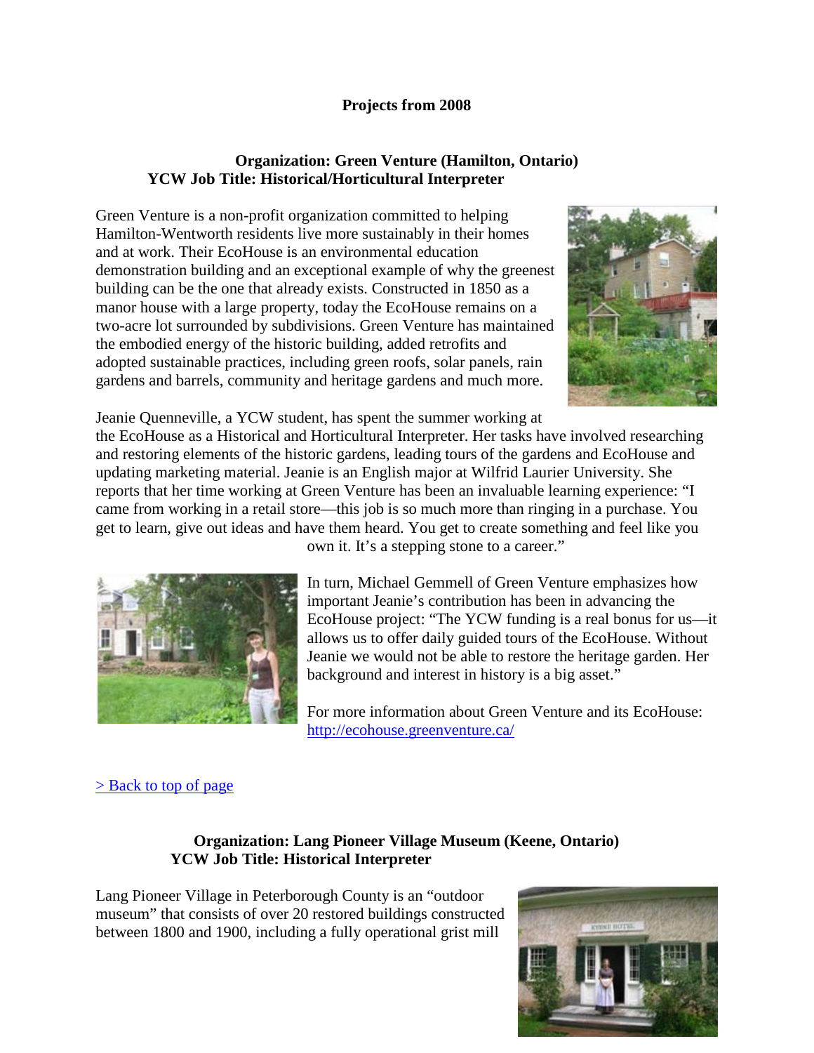# Projects from 2008

## Organization: Green Venture (Hamilton, Ontario)
### YCW Job Title: Historical/Horticultural Interpreter

Green Venture is a non-profit organization committed to helping Hamilton-Wentworth residents live more sustainably in their homes and at work. Their EcoHouse is an environmental education demonstration building and an exceptional example of why the greenest building can be the one that already exists. Constructed in 1850 as a manor house with a large property, today the EcoHouse remains on a two-acre lot surrounded by subdivisions. Green Venture has maintained the embodied energy of the historic building, added retrofits and adopted sustainable practices, including green roofs, solar panels, rain gardens and barrels, community and heritage gardens and much more.

Jeanie Quenneville, a YCW student, has spent the summer working at the EcoHouse as a Historical and Horticultural Interpreter. Her tasks have involved researching and restoring elements of the historic gardens, leading tours of the gardens and EcoHouse and updating marketing material. Jeanie is an English major at Wilfrid Laurier University. She reports that her time working at Green Venture has been an invaluable learning experience: "I came from working in a retail store—this job is so much more than ringing in a purchase. You get to learn, give out ideas and have them heard. You get to create something and feel like you own it. It's a stepping stone to a career."

In turn, Michael Gemmell of Green Venture emphasizes how important Jeanie's contribution has been in advancing the EcoHouse project: "The YCW funding is a real bonus for us—it allows us to offer daily guided tours of the EcoHouse. Without Jeanie we would not be able to restore the heritage garden. Her background and interest in history is a big asset."

For more information about Green Venture and its EcoHouse: http://ecohouse.greenventure.ca/

> Back to top of page

## Organization: Lang Pioneer Village Museum (Keene, Ontario)
### YCW Job Title: Historical Interpreter

Lang Pioneer Village in Peterborough County is an "outdoor museum" that consists of over 20 restored buildings constructed between 1800 and 1900, including a fully operational grist mill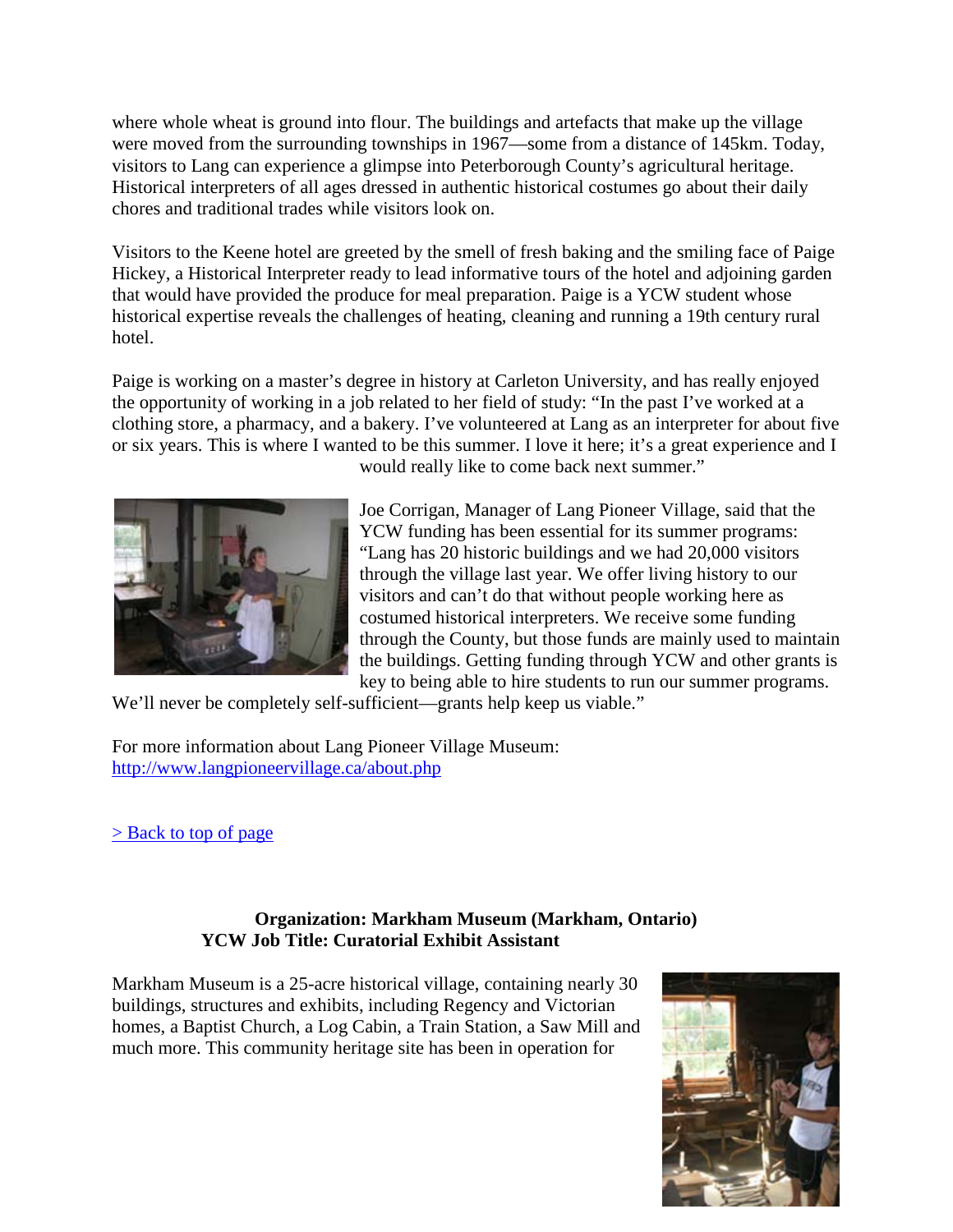where whole wheat is ground into flour. The buildings and artefacts that make up the village were moved from the surrounding townships in 1967—some from a distance of 145km. Today, visitors to Lang can experience a glimpse into Peterborough County's agricultural heritage. Historical interpreters of all ages dressed in authentic historical costumes go about their daily chores and traditional trades while visitors look on.

Visitors to the Keene hotel are greeted by the smell of fresh baking and the smiling face of Paige Hickey, a Historical Interpreter ready to lead informative tours of the hotel and adjoining garden that would have provided the produce for meal preparation. Paige is a YCW student whose historical expertise reveals the challenges of heating, cleaning and running a 19th century rural hotel.

Paige is working on a master's degree in history at Carleton University, and has really enjoyed the opportunity of working in a job related to her field of study: "In the past I've worked at a clothing store, a pharmacy, and a bakery. I've volunteered at Lang as an interpreter for about five or six years. This is where I wanted to be this summer. I love it here; it's a great experience and I would really like to come back next summer."

Joe Corrigan, Manager of Lang Pioneer Village, said that the YCW funding has been essential for its summer programs: "Lang has 20 historic buildings and we had 20,000 visitors through the village last year. We offer living history to our visitors and can't do that without people working here as costumed historical interpreters. We receive some funding through the County, but those funds are mainly used to maintain the buildings. Getting funding through YCW and other grants is key to being able to hire students to run our summer programs. We'll never be completely self-sufficient—grants help keep us viable."

For more information about Lang Pioneer Village Museum:
[http://www.langpioneervillage.ca/about.php](http://www.langpioneervillage.ca/about.php)

[> Back to top of page]()

**Organization: Markham Museum (Markham, Ontario)**
**YCW Job Title: Curatorial Exhibit Assistant**

Markham Museum is a 25-acre historical village, containing nearly 30 buildings, structures and exhibits, including Regency and Victorian homes, a Baptist Church, a Log Cabin, a Train Station, a Saw Mill and much more. This community heritage site has been in operation for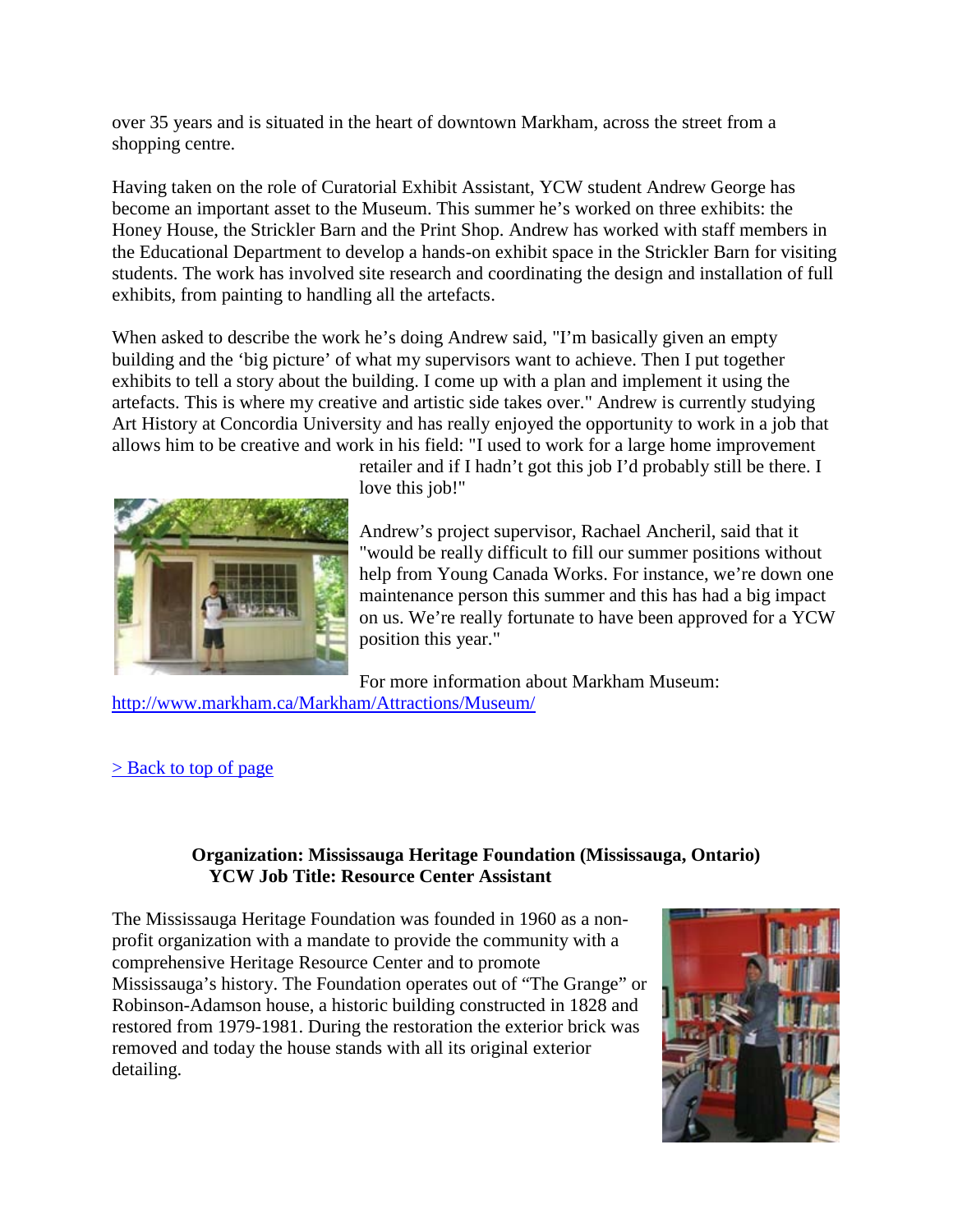over 35 years and is situated in the heart of downtown Markham, across the street from a shopping centre.

Having taken on the role of Curatorial Exhibit Assistant, YCW student Andrew George has become an important asset to the Museum. This summer he's worked on three exhibits: the Honey House, the Strickler Barn and the Print Shop. Andrew has worked with staff members in the Educational Department to develop a hands-on exhibit space in the Strickler Barn for visiting students. The work has involved site research and coordinating the design and installation of full exhibits, from painting to handling all the artefacts.

When asked to describe the work he's doing Andrew said, "I'm basically given an empty building and the 'big picture' of what my supervisors want to achieve. Then I put together exhibits to tell a story about the building. I come up with a plan and implement it using the artefacts. This is where my creative and artistic side takes over." Andrew is currently studying Art History at Concordia University and has really enjoyed the opportunity to work in a job that allows him to be creative and work in his field: "I used to work for a large home improvement retailer and if I hadn't got this job I'd probably still be there. I love this job!"

Andrew's project supervisor, Rachael Ancheril, said that it "would be really difficult to fill our summer positions without help from Young Canada Works. For instance, we're down one maintenance person this summer and this has had a big impact on us. We're really fortunate to have been approved for a YCW position this year."

For more information about Markham Museum: [http://www.markham.ca/Markham/Attractions/Museum/](http://www.markham.ca/Markham/Attractions/Museum/)

[> Back to top of page](#)

**Organization: Mississauga Heritage Foundation (Mississauga, Ontario)**
**YCW Job Title: Resource Center Assistant**

The Mississauga Heritage Foundation was founded in 1960 as a non-profit organization with a mandate to provide the community with a comprehensive Heritage Resource Center and to promote Mississauga's history. The Foundation operates out of "The Grange" or Robinson-Adamson house, a historic building constructed in 1828 and restored from 1979-1981. During the restoration the exterior brick was removed and today the house stands with all its original exterior detailing.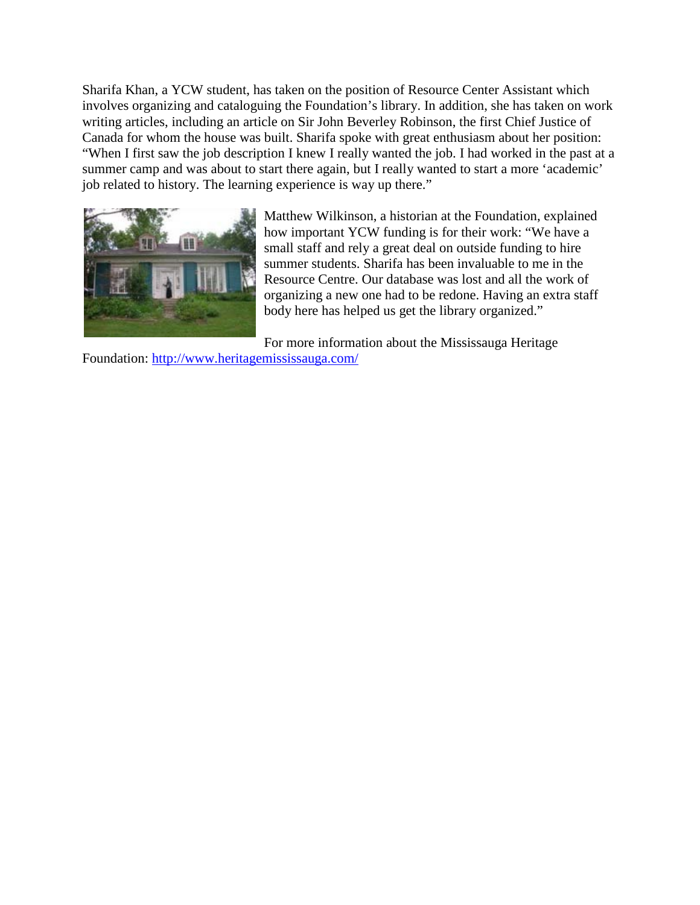Sharifa Khan, a YCW student, has taken on the position of Resource Center Assistant which involves organizing and cataloguing the Foundation's library. In addition, she has taken on work writing articles, including an article on Sir John Beverley Robinson, the first Chief Justice of Canada for whom the house was built. Sharifa spoke with great enthusiasm about her position: "When I first saw the job description I knew I really wanted the job. I had worked in the past at a summer camp and was about to start there again, but I really wanted to start a more 'academic' job related to history. The learning experience is way up there."

Matthew Wilkinson, a historian at the Foundation, explained how important YCW funding is for their work: "We have a small staff and rely a great deal on outside funding to hire summer students. Sharifa has been invaluable to me in the Resource Centre. Our database was lost and all the work of organizing a new one had to be redone. Having an extra staff body here has helped us get the library organized."

For more information about the Mississauga Heritage Foundation: [http://www.heritagemississauga.com/](http://www.heritagemississauga.com/)